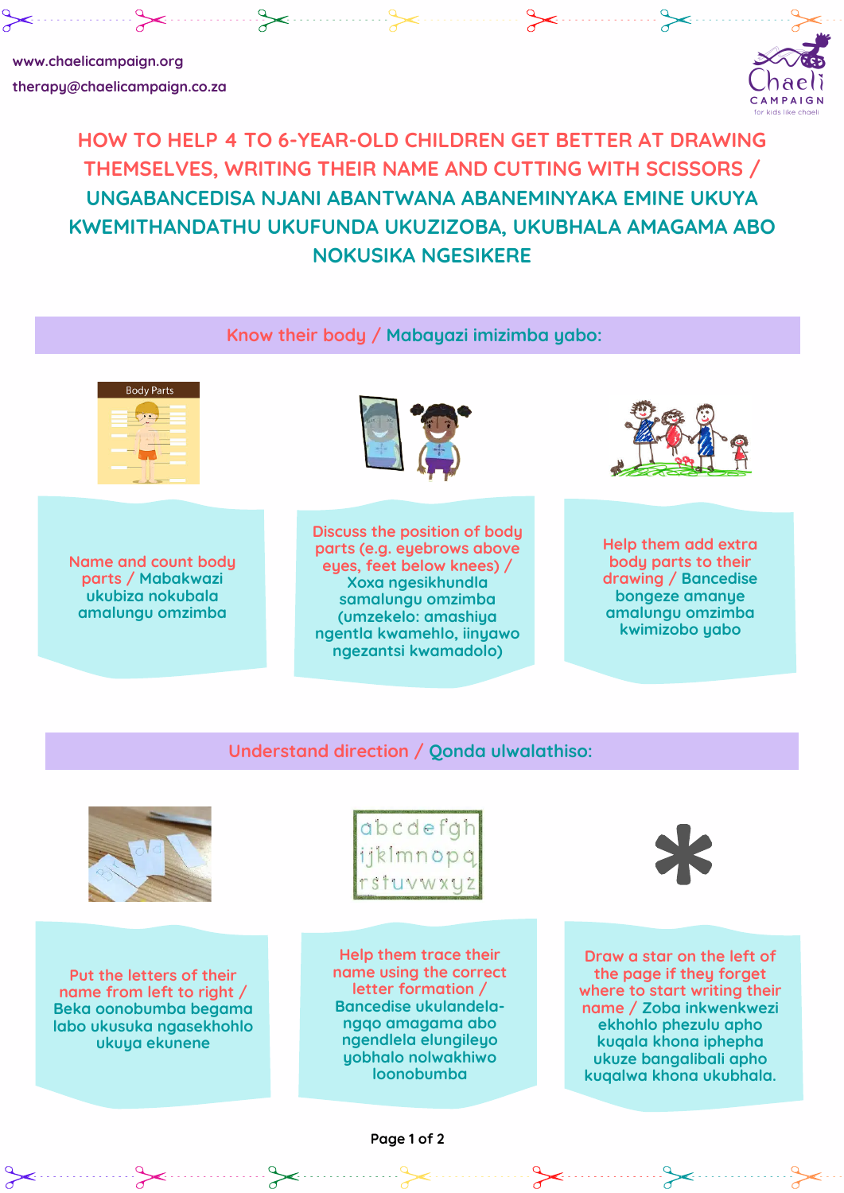www.chaelicampaign.org

therapy@chaelicampaign.co.za

# HOW TO HELP 4 TO 6-YEAR-OLD CHILDREN GET BETTER AT DRAWING THEMSELVES, WRITING THEIR NAME AND CUTTING WITH SCISSORS / UNGABANCEDISA NJANI ABANTWANA ABANEMINYAKA EMINE UKUYA KWEMITHANDATHU UKUFUNDA UKUZIZOBA, UKUBHALA AMAGAMA ABO NOKUSIKA NGESIKERE

## Know their body / Mabayazi imizimba yabo:

- Name and count body parts / Mabakwazi ukubiza nokubala amalungu omzimba
- Discuss the position of body parts (e.g. eyebrows above eyes, feet below knees) / Xoxa ngesikhundla samalungu omzimba (umzekelo: amashiya ngentla kwamehlo, iinyawo ngezantsi kwamadolo)
- Help them add extra body parts to their drawing / Bancedise bongeze amanye amalungu omzimba kwimizobo yabo

## Understand direction / Qonda ulwalathiso:

- Put the letters of their name from left to right / Beka oonobumba begama labo ukusuka ngasekhohlo ukuya ekunene
- Help them trace their name using the correct letter formation / Bancedise ukulandela-ngqo amagama abo ngendlela elungileyo yobhalo nolwakhiwo loonobumba
- Draw a star on the left of the page if they forget where to start writing their name / Zoba inkwenkwezi ekhohlo phezulu apho kuqala khona iphepha ukuze bangalibali apho kuqalwa khona ukubhala.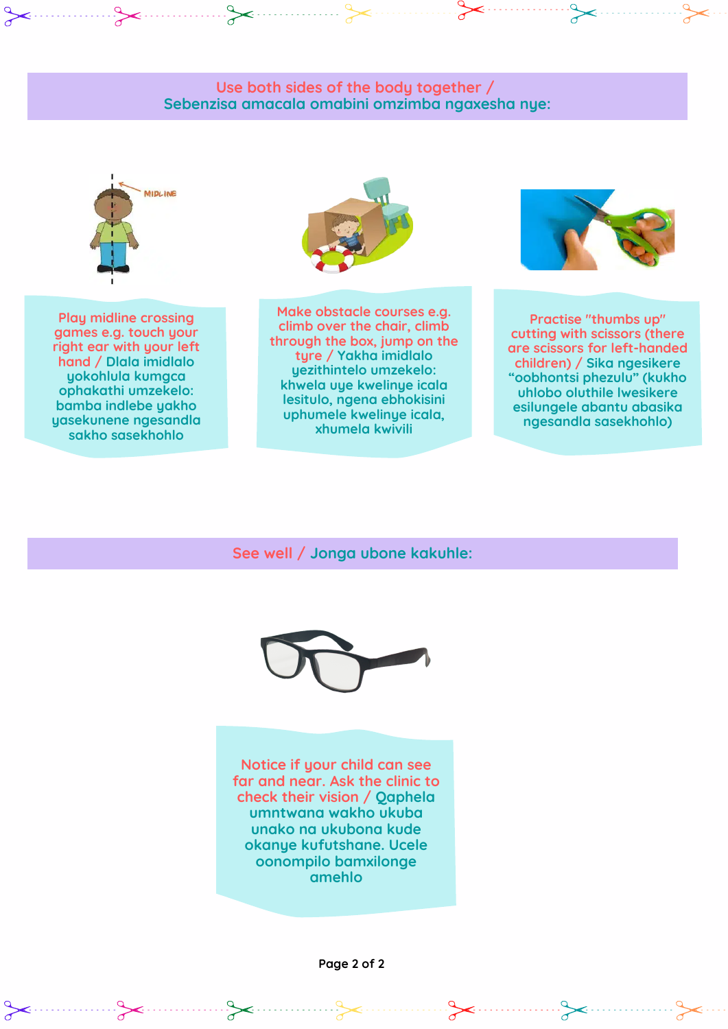## Use both sides of the body together / Sebenzisa amacala omabini omzimba ngaxesha nye:

Play midline crossing games e.g. touch your right ear with your left hand / Dlala imidlalo yokohlula kumgca ophakathi umzekelo: bamba indlebe yakho yasekunene ngesandla sakho sasekhohlo

Make obstacle courses e.g. climb over the chair, climb through the box, jump on the tyre / Yakha imidlalo yezithintelo umzekelo: khwela uye kwelinye icala lesitulo, ngena ebhokisini uphumele kwelinye icala, xhumela kwivili

Practise "thumbs up" cutting with scissors (there are scissors for left-handed children) / Sika ngesikere "oobhontsi phezulu" (kukho uhlobo oluthile lwesikere esilungele abantu abasika ngesandla sasekhohlo)

## See well / Jonga ubone kakuhle:

Notice if your child can see far and near. Ask the clinic to check their vision / Qaphela umntwana wakho ukuba unako na ukubona kude okanye kufutshane. Ucele oonompilo bamxilonge amehlo